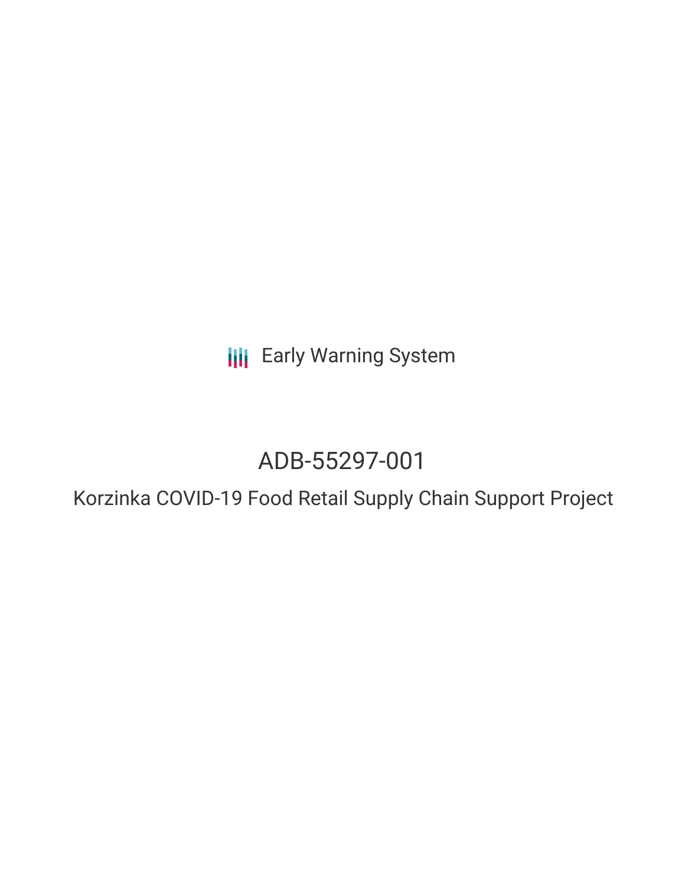Early Warning System

# ADB-55297-001

## Korzinka COVID-19 Food Retail Supply Chain Support Project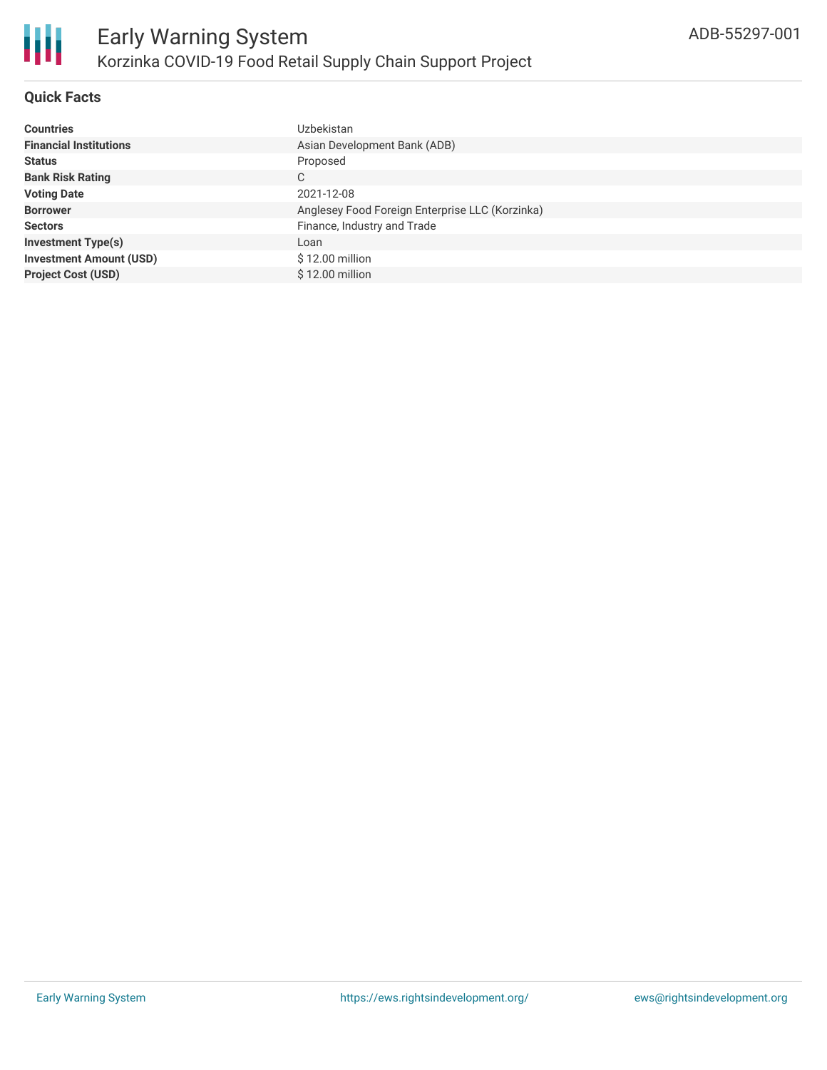## Quick Facts

| | |
|---|---|
| **Countries** | Uzbekistan |
| **Financial Institutions** | Asian Development Bank (ADB) |
| **Status** | Proposed |
| **Bank Risk Rating** | C |
| **Voting Date** | 2021-12-08 |
| **Borrower** | Anglesey Food Foreign Enterprise LLC (Korzinka) |
| **Sectors** | Finance, Industry and Trade |
| **Investment Type(s)** | Loan |
| **Investment Amount (USD)** | $ 12.00 million |
| **Project Cost (USD)** | $ 12.00 million |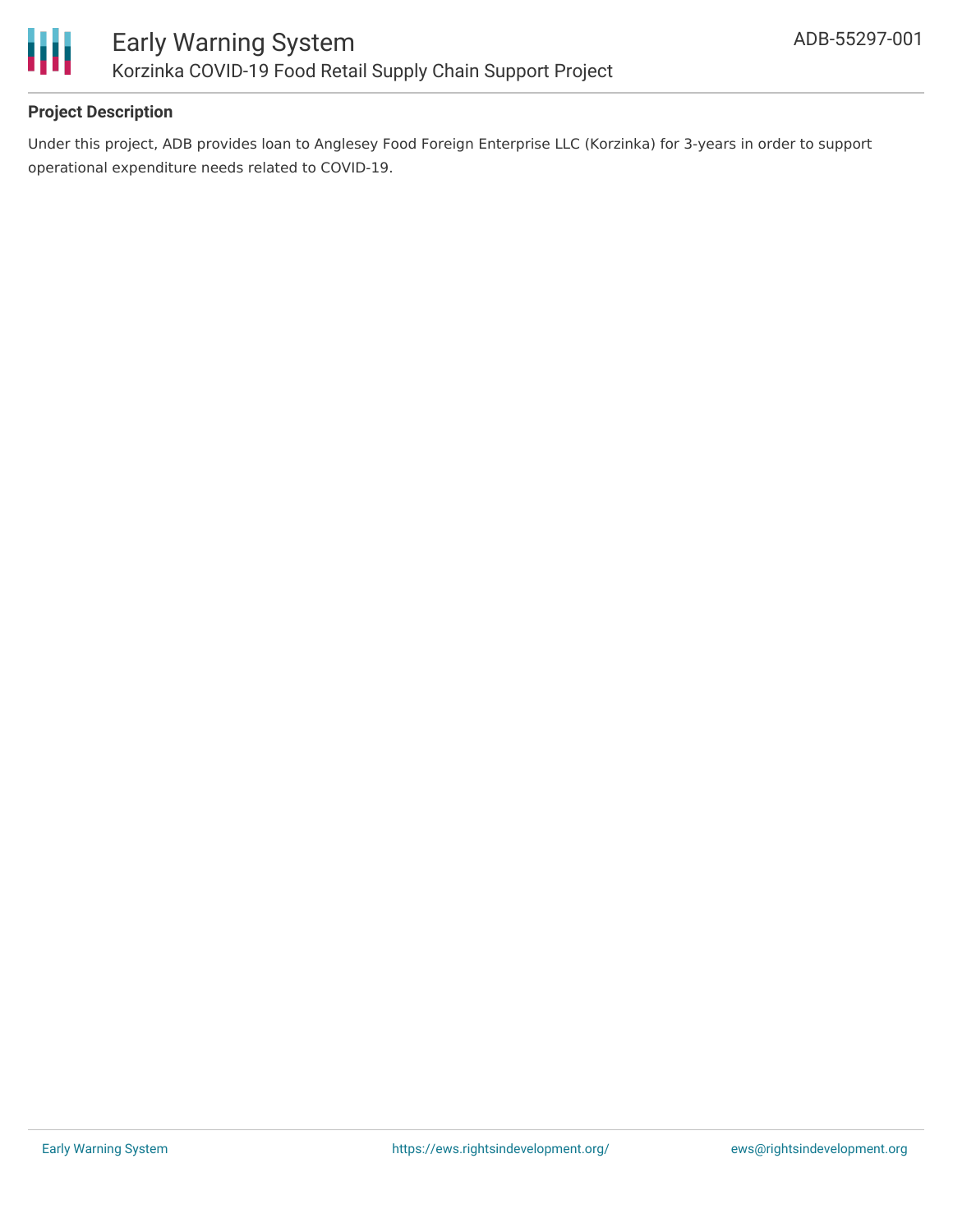**Project Description**

Under this project, ADB provides loan to Anglesey Food Foreign Enterprise LLC (Korzinka) for 3-years in order to support operational expenditure needs related to COVID-19.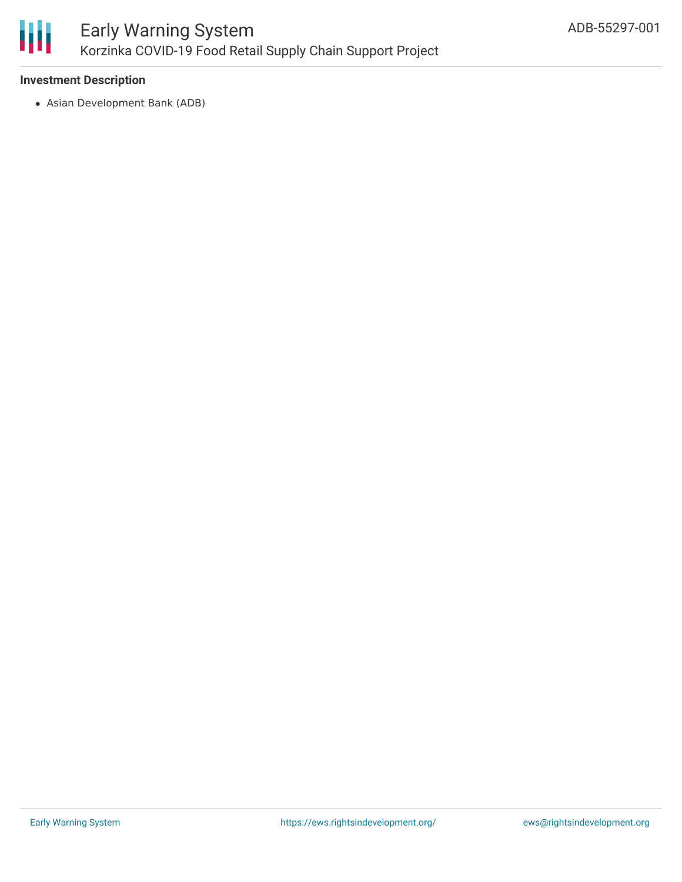### Investment Description

- Asian Development Bank (ADB)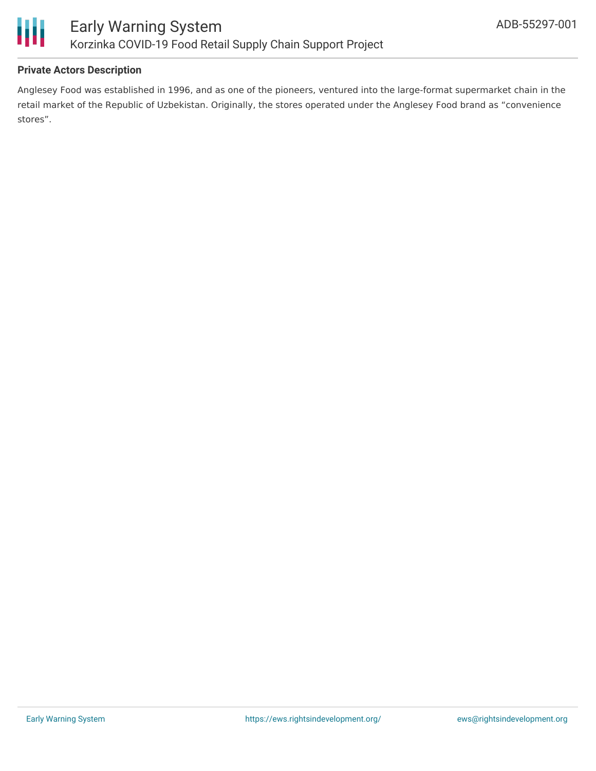**Private Actors Description**

Anglesey Food was established in 1996, and as one of the pioneers, ventured into the large-format supermarket chain in the retail market of the Republic of Uzbekistan. Originally, the stores operated under the Anglesey Food brand as "convenience stores".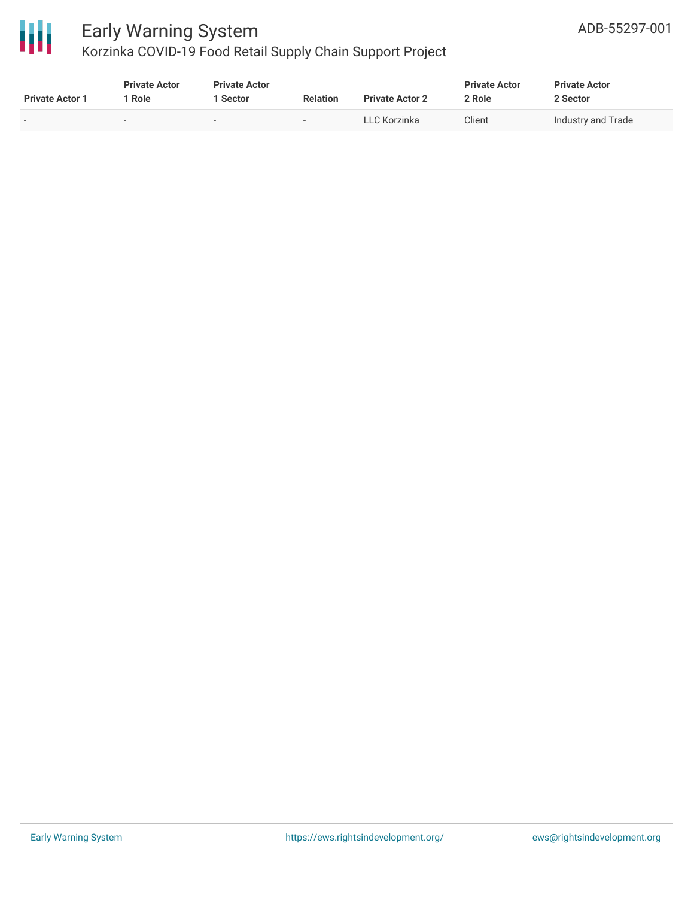| Private Actor 1 | Private Actor 1 Role | Private Actor 1 Sector | Relation | Private Actor 2 | Private Actor 2 Role | Private Actor 2 Sector |
|---|---|---|---|---|---|---|
| - | - | - | - | LLC Korzinka | Client | Industry and Trade |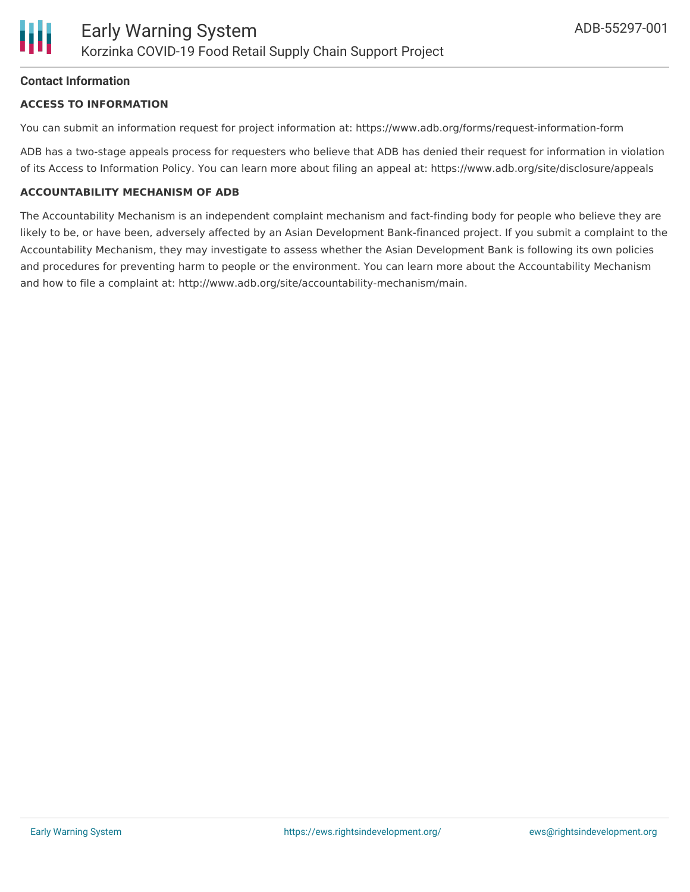## Contact Information

### ACCESS TO INFORMATION

You can submit an information request for project information at: https://www.adb.org/forms/request-information-form

ADB has a two-stage appeals process for requesters who believe that ADB has denied their request for information in violation of its Access to Information Policy. You can learn more about filing an appeal at: https://www.adb.org/site/disclosure/appeals

### ACCOUNTABILITY MECHANISM OF ADB

The Accountability Mechanism is an independent complaint mechanism and fact-finding body for people who believe they are likely to be, or have been, adversely affected by an Asian Development Bank-financed project. If you submit a complaint to the Accountability Mechanism, they may investigate to assess whether the Asian Development Bank is following its own policies and procedures for preventing harm to people or the environment. You can learn more about the Accountability Mechanism and how to file a complaint at: http://www.adb.org/site/accountability-mechanism/main.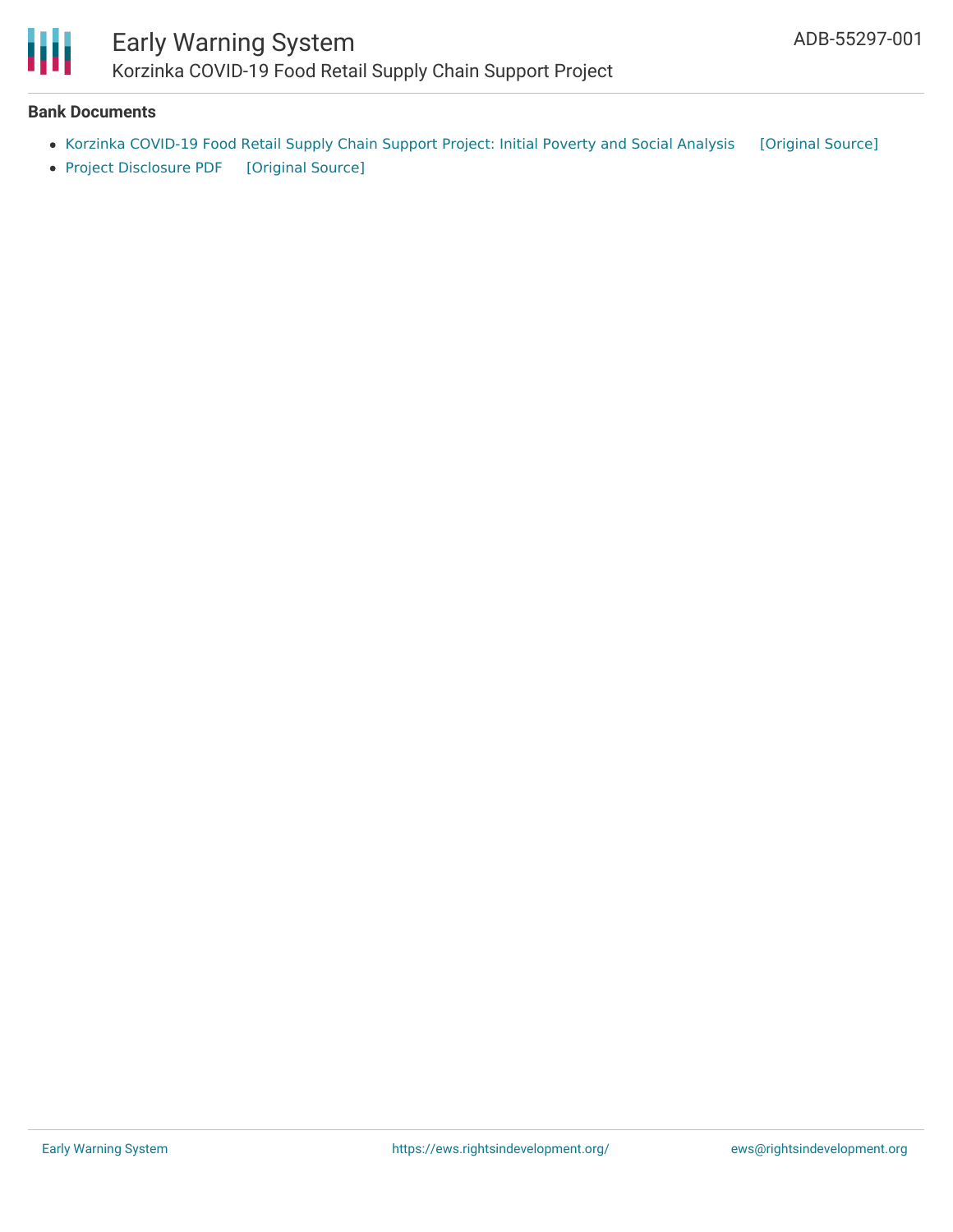### Bank Documents

- Korzinka COVID-19 Food Retail Supply Chain Support Project: Initial Poverty and Social Analysis [Original Source]
- Project Disclosure PDF [Original Source]